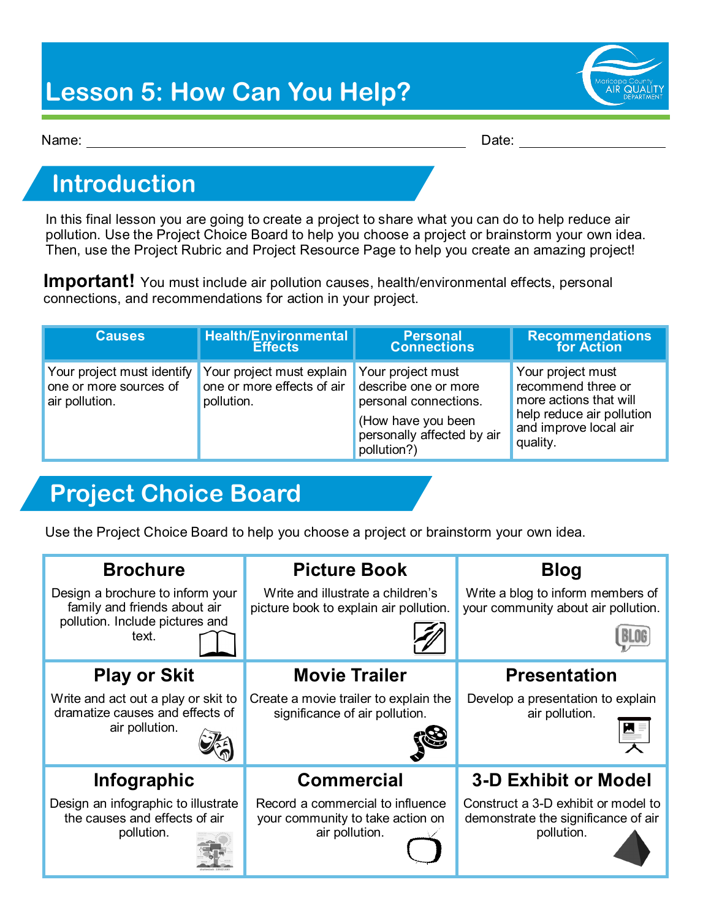# Lesson 5: How Can You Help?

Name: ______________________________ Date: ______________

## Introduction

In this final lesson you are going to create a project to share what you can do to help reduce air pollution. Use the Project Choice Board to help you choose a project or brainstorm your own idea. Then, use the Project Rubric and Project Resource Page to help you create an amazing project!

**Important!** You must include air pollution causes, health/environmental effects, personal connections, and recommendations for action in your project.

| Causes | Health/Environmental Effects | Personal Connections | Recommendations for Action |
|---|---|---|---|
| Your project must identify one or more sources of air pollution. | Your project must explain one or more effects of air pollution. | Your project must describe one or more personal connections.<br><br>(How have you been personally affected by air pollution?) | Your project must recommend three or more actions that will help reduce air pollution and improve local air quality. |

## Project Choice Board

Use the Project Choice Board to help you choose a project or brainstorm your own idea.

| | | |
|---|---|---|
| **Brochure**<br>Design a brochure to inform your family and friends about air pollution. Include pictures and text. | **Picture Book**<br>Write and illustrate a children's picture book to explain air pollution. | **Blog**<br>Write a blog to inform members of your community about air pollution. |
| **Play or Skit**<br>Write and act out a play or skit to dramatize causes and effects of air pollution. | **Movie Trailer**<br>Create a movie trailer to explain the significance of air pollution. | **Presentation**<br>Develop a presentation to explain air pollution. |
| **Infographic**<br>Design an infographic to illustrate the causes and effects of air pollution. | **Commercial**<br>Record a commercial to influence your community to take action on air pollution. | **3-D Exhibit or Model**<br>Construct a 3-D exhibit or model to demonstrate the significance of air pollution. |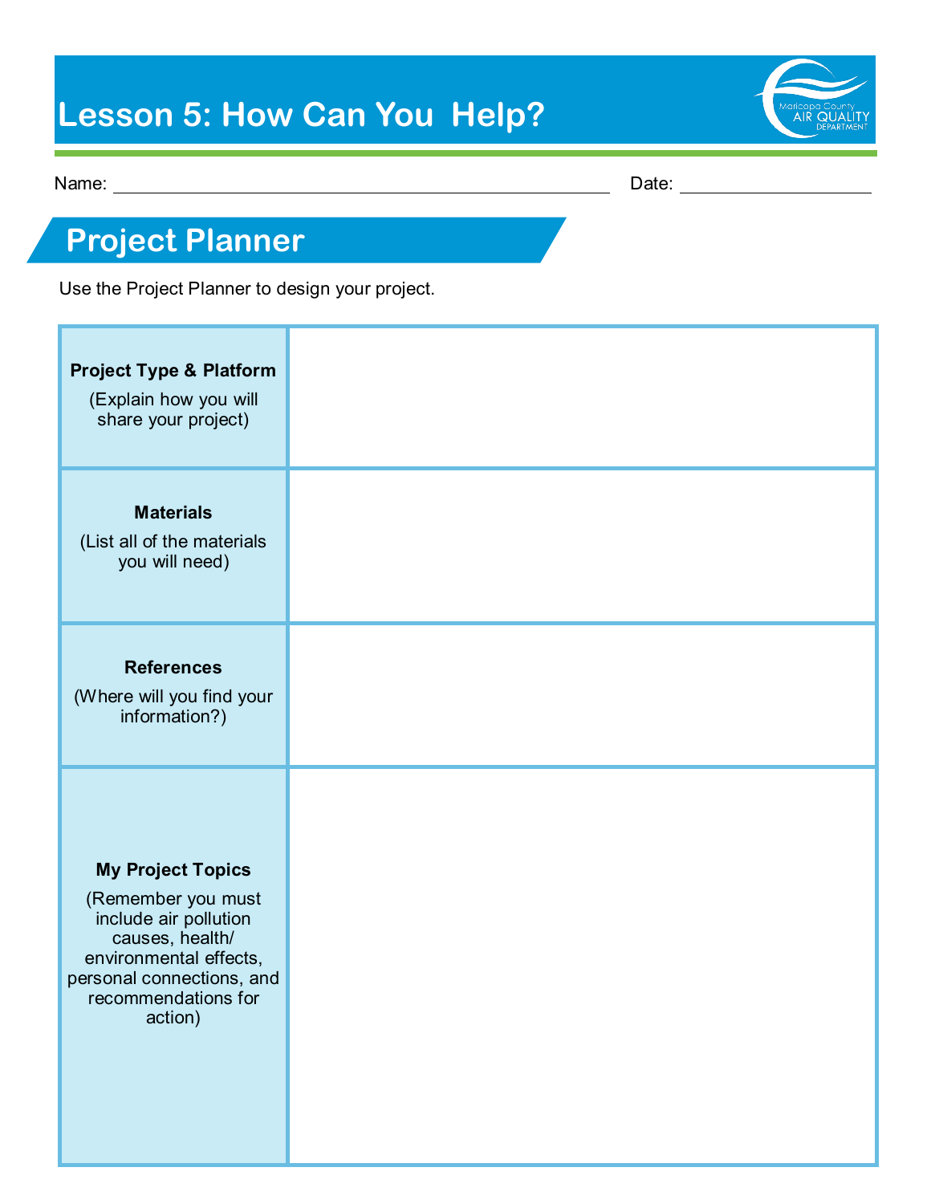# Lesson 5: How Can You Help?

Name: ______________________________ Date: ______________

## Project Planner

Use the Project Planner to design your project.

| | |
|---|---|
| **Project Type & Platform** (Explain how you will share your project) | |
| **Materials** (List all of the materials you will need) | |
| **References** (Where will you find your information?) | |
| **My Project Topics** (Remember you must include air pollution causes, health/ environmental effects, personal connections, and recommendations for action) | |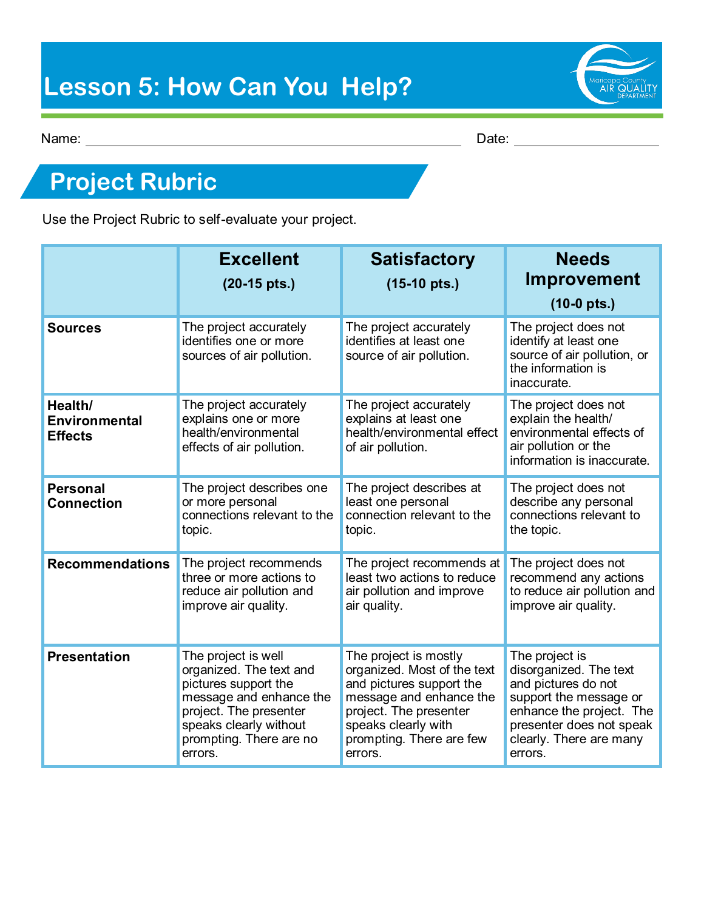# Lesson 5: How Can You Help?

Name: ______________________________ Date: ______________

## Project Rubric

Use the Project Rubric to self-evaluate your project.

| | Excellent (20-15 pts.) | Satisfactory (15-10 pts.) | Needs Improvement (10-0 pts.) |
|---|---|---|---|
| **Sources** | The project accurately identifies one or more sources of air pollution. | The project accurately identifies at least one source of air pollution. | The project does not identify at least one source of air pollution, or the information is inaccurate. |
| **Health/ Environmental Effects** | The project accurately explains one or more health/environmental effects of air pollution. | The project accurately explains at least one health/environmental effect of air pollution. | The project does not explain the health/ environmental effects of air pollution or the information is inaccurate. |
| **Personal Connection** | The project describes one or more personal connections relevant to the topic. | The project describes at least one personal connection relevant to the topic. | The project does not describe any personal connections relevant to the topic. |
| **Recommendations** | The project recommends three or more actions to reduce air pollution and improve air quality. | The project recommends at least two actions to reduce air pollution and improve air quality. | The project does not recommend any actions to reduce air pollution and improve air quality. |
| **Presentation** | The project is well organized. The text and pictures support the message and enhance the project. The presenter speaks clearly without prompting. There are no errors. | The project is mostly organized. Most of the text and pictures support the message and enhance the project. The presenter speaks clearly with prompting. There are few errors. | The project is disorganized. The text and pictures do not support the message or enhance the project. The presenter does not speak clearly. There are many errors. |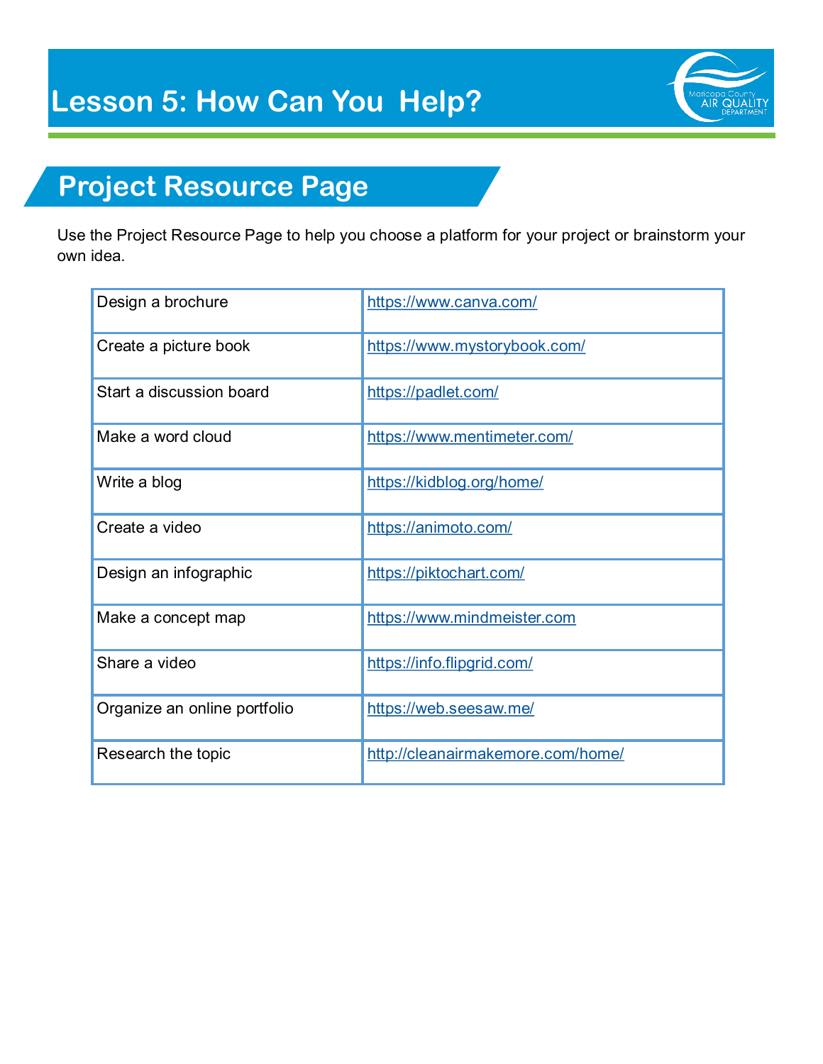# Lesson 5: How Can You Help?

## Project Resource Page

Use the Project Resource Page to help you choose a platform for your project or brainstorm your own idea.

| | |
|---|---|
| Design a brochure | https://www.canva.com/ |
| Create a picture book | https://www.mystorybook.com/ |
| Start a discussion board | https://padlet.com/ |
| Make a word cloud | https://www.mentimeter.com/ |
| Write a blog | https://kidblog.org/home/ |
| Create a video | https://animoto.com/ |
| Design an infographic | https://piktochart.com/ |
| Make a concept map | https://www.mindmeister.com |
| Share a video | https://info.flipgrid.com/ |
| Organize an online portfolio | https://web.seesaw.me/ |
| Research the topic | http://cleanairmakemore.com/home/ |